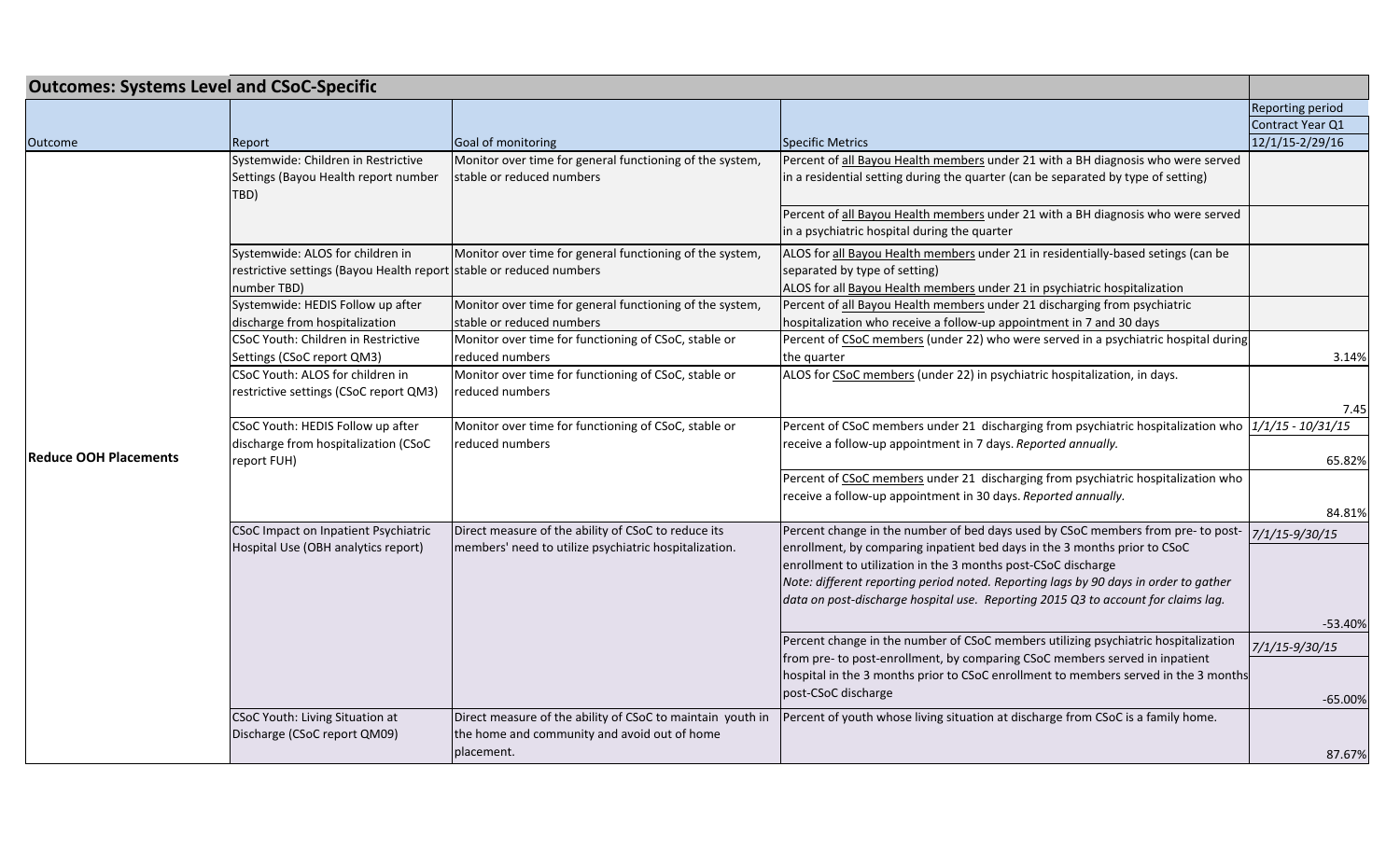## Outcomes: Systems Level and CSoC-Specific

| Outcome | Report | Goal of monitoring | Specific Metrics | Reporting period<br>Contract Year Q1<br>12/1/15-2/29/16 |
|---|---|---|---|---|
| **Reduce OOH Placements** | Systemwide: Children in Restrictive Settings (Bayou Health report number TBD) | Monitor over time for general functioning of the system, stable or reduced numbers | Percent of all Bayou Health members under 21 with a BH diagnosis who were served in a residential setting during the quarter (can be separated by type of setting) | |
| | | | Percent of all Bayou Health members under 21 with a BH diagnosis who were served in a psychiatric hospital during the quarter | |
| | Systemwide: ALOS for children in restrictive settings (Bayou Health report number TBD) | Monitor over time for general functioning of the system, stable or reduced numbers | ALOS for all Bayou Health members under 21 in residentially-based setings (can be separated by type of setting)<br>ALOS for all Bayou Health members under 21 in psychiatric hospitalization | |
| | Systemwide: HEDIS Follow up after discharge from hospitalization | Monitor over time for general functioning of the system, stable or reduced numbers | Percent of all Bayou Health members under 21 discharging from psychiatric hospitalization who receive a follow-up appointment in 7 and 30 days | |
| | CSoC Youth: Children in Restrictive Settings (CSoC report QM3) | Monitor over time for functioning of CSoC, stable or reduced numbers | Percent of CSoC members (under 22) who were served in a psychiatric hospital during the quarter | 3.14% |
| | CSoC Youth: ALOS for children in restrictive settings (CSoC report QM3) | Monitor over time for functioning of CSoC, stable or reduced numbers | ALOS for CSoC members (under 22) in psychiatric hospitalization, in days. | 7.45 |
| | CSoC Youth: HEDIS Follow up after discharge from hospitalization (CSoC report FUH) | Monitor over time for functioning of CSoC, stable or reduced numbers | Percent of CSoC members under 21 discharging from psychiatric hospitalization who receive a follow-up appointment in 7 days. *Reported annually.* | *1/1/15 - 10/31/15*<br>65.82% |
| | | | Percent of CSoC members under 21 discharging from psychiatric hospitalization who receive a follow-up appointment in 30 days. *Reported annually.* | 84.81% |
| | CSoC Impact on Inpatient Psychiatric Hospital Use (OBH analytics report) | Direct measure of the ability of CSoC to reduce its members' need to utilize psychiatric hospitalization. | Percent change in the number of bed days used by CSoC members from pre- to post-enrollment, by comparing inpatient bed days in the 3 months prior to CSoC enrollment to utilization in the 3 months post-CSoC discharge<br>*Note: different reporting period noted. Reporting lags by 90 days in order to gather data on post-discharge hospital use. Reporting 2015 Q3 to account for claims lag.* | *7/1/15-9/30/15*<br>-53.40% |
| | | | Percent change in the number of CSoC members utilizing psychiatric hospitalization from pre- to post-enrollment, by comparing CSoC members served in inpatient hospital in the 3 months prior to CSoC enrollment to members served in the 3 months post-CSoC discharge | *7/1/15-9/30/15*<br>-65.00% |
| | CSoC Youth: Living Situation at Discharge (CSoC report QM09) | Direct measure of the ability of CSoC to maintain youth in the home and community and avoid out of home placement. | Percent of youth whose living situation at discharge from CSoC is a family home. | 87.67% |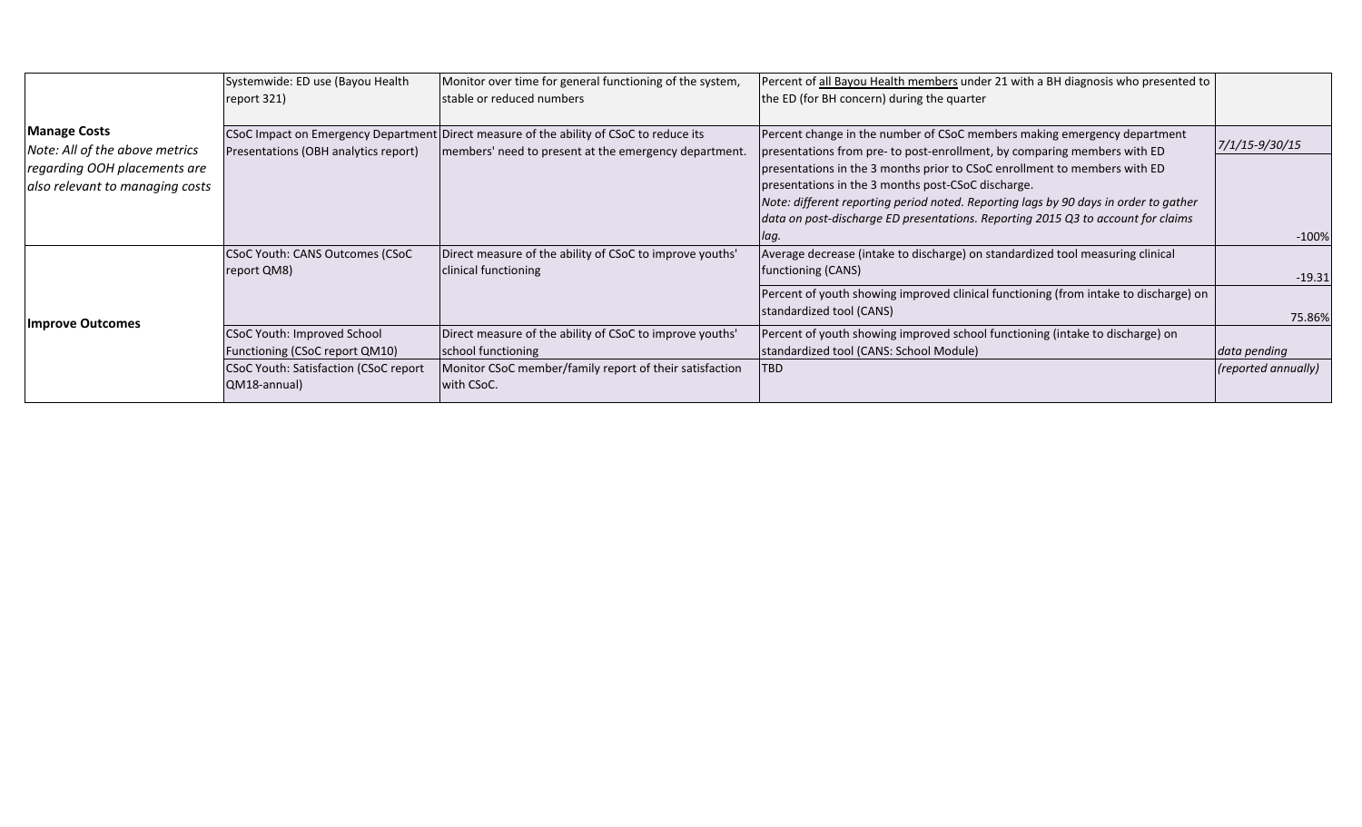| | | | | |
|---|---|---|---|---|
| **Manage Costs** *Note: All of the above metrics regarding OOH placements are also relevant to managing costs* | Systemwide: ED use (Bayou Health report 321) | Monitor over time for general functioning of the system, stable or reduced numbers | Percent of all Bayou Health members under 21 with a BH diagnosis who presented to the ED (for BH concern) during the quarter | |
| | CSoC Impact on Emergency Department Presentations (OBH analytics report) | Direct measure of the ability of CSoC to reduce its members' need to present at the emergency department. | Percent change in the number of CSoC members making emergency department presentations from pre- to post-enrollment, by comparing members with ED presentations in the 3 months prior to CSoC enrollment to members with ED presentations in the 3 months post-CSoC discharge. *Note: different reporting period noted. Reporting lags by 90 days in order to gather data on post-discharge ED presentations. Reporting 2015 Q3 to account for claims lag.* | *7/1/15-9/30/15* -100% |
| **Improve Outcomes** | CSoC Youth: CANS Outcomes (CSoC report QM8) | Direct measure of the ability of CSoC to improve youths' clinical functioning | Average decrease (intake to discharge) on standardized tool measuring clinical functioning (CANS) | -19.31 |
| | | | Percent of youth showing improved clinical functioning (from intake to discharge) on standardized tool (CANS) | 75.86% |
| | CSoC Youth: Improved School Functioning (CSoC report QM10) | Direct measure of the ability of CSoC to improve youths' school functioning | Percent of youth showing improved school functioning (intake to discharge) on standardized tool (CANS: School Module) | *data pending* |
| | CSoC Youth: Satisfaction (CSoC report QM18-annual) | Monitor CSoC member/family report of their satisfaction with CSoC. | TBD | *(reported annually)* |